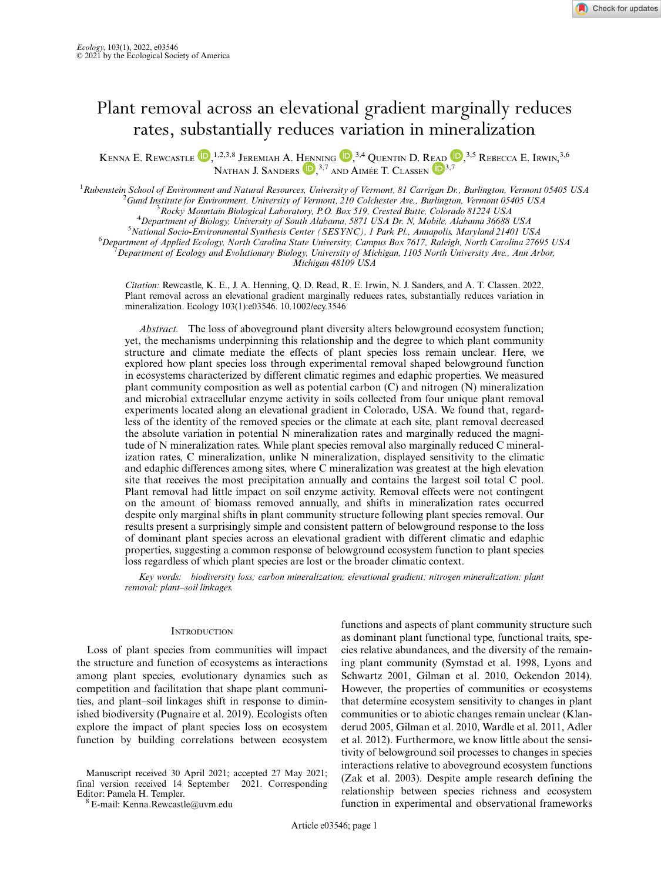# Plant removal across an elevational gradient marginally reduces rates, substantially reduces variation in mineralization

Kenna E. Rewcastle,[1,2,3,8] Jeremiah A. Henning,[3,4] Quentin D. Read,[3,5] Rebecca E. Irwin,[3,6] Nathan J. Sanders,[3,7] and Aimée T. Classen[3,7]

[1]Rubenstein School of Environment and Natural Resources, University of Vermont, 81 Carrigan Dr., Burlington, Vermont 05405 USA
[2]Gund Institute for Environment, University of Vermont, 210 Colchester Ave., Burlington, Vermont 05405 USA
[3]Rocky Mountain Biological Laboratory, P.O. Box 519, Crested Butte, Colorado 81224 USA
[4]Department of Biology, University of South Alabama, 5871 USA Dr. N, Mobile, Alabama 36688 USA
[5]National Socio-Environmental Synthesis Center (SESYNC), 1 Park Pl., Annapolis, Maryland 21401 USA
[6]Department of Applied Ecology, North Carolina State University, Campus Box 7617, Raleigh, North Carolina 27695 USA
[7]Department of Ecology and Evolutionary Biology, University of Michigan, 1105 North University Ave., Ann Arbor, Michigan 48109 USA

*Citation:* Rewcastle, K. E., J. A. Henning, Q. D. Read, R. E. Irwin, N. J. Sanders, and A. T. Classen. 2022. Plant removal across an elevational gradient marginally reduces rates, substantially reduces variation in mineralization. Ecology 103(1):e03546. 10.1002/ecy.3546

*Abstract.* The loss of aboveground plant diversity alters belowground ecosystem function; yet, the mechanisms underpinning this relationship and the degree to which plant community structure and climate mediate the effects of plant species loss remain unclear. Here, we explored how plant species loss through experimental removal shaped belowground function in ecosystems characterized by different climatic regimes and edaphic properties. We measured plant community composition as well as potential carbon (C) and nitrogen (N) mineralization and microbial extracellular enzyme activity in soils collected from four unique plant removal experiments located along an elevational gradient in Colorado, USA. We found that, regardless of the identity of the removed species or the climate at each site, plant removal decreased the absolute variation in potential N mineralization rates and marginally reduced the magnitude of N mineralization rates. While plant species removal also marginally reduced C mineralization rates, C mineralization, unlike N mineralization, displayed sensitivity to the climatic and edaphic differences among sites, where C mineralization was greatest at the high elevation site that receives the most precipitation annually and contains the largest soil total C pool. Plant removal had little impact on soil enzyme activity. Removal effects were not contingent on the amount of biomass removed annually, and shifts in mineralization rates occurred despite only marginal shifts in plant community structure following plant species removal. Our results present a surprisingly simple and consistent pattern of belowground response to the loss of dominant plant species across an elevational gradient with different climatic and edaphic properties, suggesting a common response of belowground ecosystem function to plant species loss regardless of which plant species are lost or the broader climatic context.

*Key words:* biodiversity loss; carbon mineralization; elevational gradient; nitrogen mineralization; plant removal; plant–soil linkages.

## Introduction

Loss of plant species from communities will impact the structure and function of ecosystems as interactions among plant species, evolutionary dynamics such as competition and facilitation that shape plant communities, and plant–soil linkages shift in response to diminished biodiversity (Pugnaire et al. 2019). Ecologists often explore the impact of plant species loss on ecosystem function by building correlations between ecosystem functions and aspects of plant community structure such as dominant plant functional type, functional traits, species relative abundances, and the diversity of the remaining plant community (Symstad et al. 1998, Lyons and Schwartz 2001, Gilman et al. 2010, Ockendon 2014). However, the properties of communities or ecosystems that determine ecosystem sensitivity to changes in plant communities or to abiotic changes remain unclear (Klanderud 2005, Gilman et al. 2010, Wardle et al. 2011, Adler et al. 2012). Furthermore, we know little about the sensitivity of belowground soil processes to changes in species interactions relative to aboveground ecosystem functions (Zak et al. 2003). Despite ample research defining the relationship between species richness and ecosystem function in experimental and observational frameworks

Manuscript received 30 April 2021; accepted 27 May 2021; final version received 14 September 2021. Corresponding Editor: Pamela H. Templer.
[8] E-mail: Kenna.Rewcastle@uvm.edu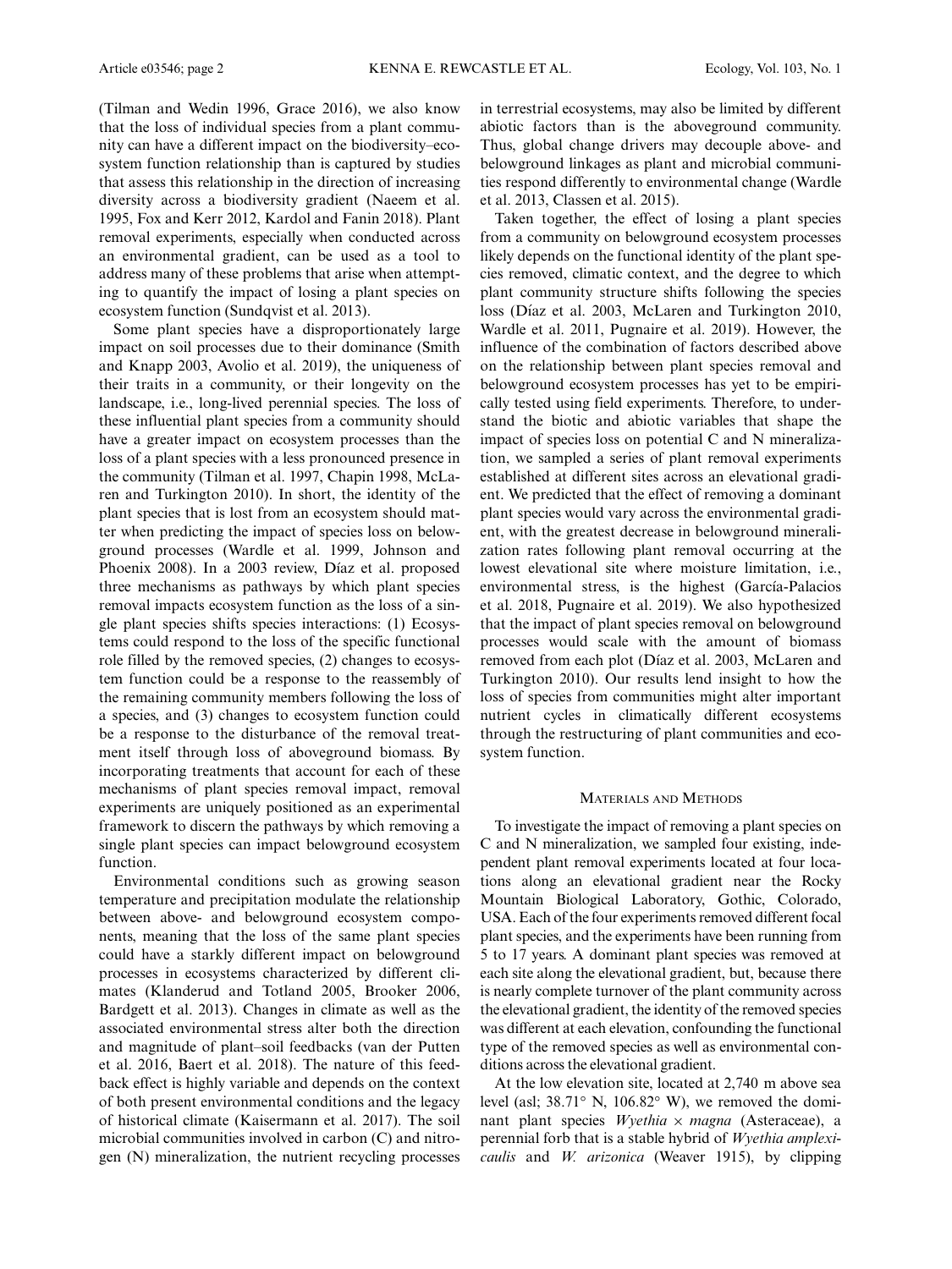(Tilman and Wedin 1996, Grace 2016), we also know that the loss of individual species from a plant community can have a different impact on the biodiversity–ecosystem function relationship than is captured by studies that assess this relationship in the direction of increasing diversity across a biodiversity gradient (Naeem et al. 1995, Fox and Kerr 2012, Kardol and Fanin 2018). Plant removal experiments, especially when conducted across an environmental gradient, can be used as a tool to address many of these problems that arise when attempting to quantify the impact of losing a plant species on ecosystem function (Sundqvist et al. 2013).

Some plant species have a disproportionately large impact on soil processes due to their dominance (Smith and Knapp 2003, Avolio et al. 2019), the uniqueness of their traits in a community, or their longevity on the landscape, i.e., long-lived perennial species. The loss of these influential plant species from a community should have a greater impact on ecosystem processes than the loss of a plant species with a less pronounced presence in the community (Tilman et al. 1997, Chapin 1998, McLaren and Turkington 2010). In short, the identity of the plant species that is lost from an ecosystem should matter when predicting the impact of species loss on belowground processes (Wardle et al. 1999, Johnson and Phoenix 2008). In a 2003 review, Díaz et al. proposed three mechanisms as pathways by which plant species removal impacts ecosystem function as the loss of a single plant species shifts species interactions: (1) Ecosystems could respond to the loss of the specific functional role filled by the removed species, (2) changes to ecosystem function could be a response to the reassembly of the remaining community members following the loss of a species, and (3) changes to ecosystem function could be a response to the disturbance of the removal treatment itself through loss of aboveground biomass. By incorporating treatments that account for each of these mechanisms of plant species removal impact, removal experiments are uniquely positioned as an experimental framework to discern the pathways by which removing a single plant species can impact belowground ecosystem function.

Environmental conditions such as growing season temperature and precipitation modulate the relationship between above- and belowground ecosystem components, meaning that the loss of the same plant species could have a starkly different impact on belowground processes in ecosystems characterized by different climates (Klanderud and Totland 2005, Brooker 2006, Bardgett et al. 2013). Changes in climate as well as the associated environmental stress alter both the direction and magnitude of plant–soil feedbacks (van der Putten et al. 2016, Baert et al. 2018). The nature of this feedback effect is highly variable and depends on the context of both present environmental conditions and the legacy of historical climate (Kaisermann et al. 2017). The soil microbial communities involved in carbon (C) and nitrogen (N) mineralization, the nutrient recycling processes in terrestrial ecosystems, may also be limited by different abiotic factors than is the aboveground community. Thus, global change drivers may decouple above- and belowground linkages as plant and microbial communities respond differently to environmental change (Wardle et al. 2013, Classen et al. 2015).

Taken together, the effect of losing a plant species from a community on belowground ecosystem processes likely depends on the functional identity of the plant species removed, climatic context, and the degree to which plant community structure shifts following the species loss (Díaz et al. 2003, McLaren and Turkington 2010, Wardle et al. 2011, Pugnaire et al. 2019). However, the influence of the combination of factors described above on the relationship between plant species removal and belowground ecosystem processes has yet to be empirically tested using field experiments. Therefore, to understand the biotic and abiotic variables that shape the impact of species loss on potential C and N mineralization, we sampled a series of plant removal experiments established at different sites across an elevational gradient. We predicted that the effect of removing a dominant plant species would vary across the environmental gradient, with the greatest decrease in belowground mineralization rates following plant removal occurring at the lowest elevational site where moisture limitation, i.e., environmental stress, is the highest (García-Palacios et al. 2018, Pugnaire et al. 2019). We also hypothesized that the impact of plant species removal on belowground processes would scale with the amount of biomass removed from each plot (Díaz et al. 2003, McLaren and Turkington 2010). Our results lend insight to how the loss of species from communities might alter important nutrient cycles in climatically different ecosystems through the restructuring of plant communities and ecosystem function.

## Materials and Methods

To investigate the impact of removing a plant species on C and N mineralization, we sampled four existing, independent plant removal experiments located at four locations along an elevational gradient near the Rocky Mountain Biological Laboratory, Gothic, Colorado, USA. Each of the four experiments removed different focal plant species, and the experiments have been running from 5 to 17 years. A dominant plant species was removed at each site along the elevational gradient, but, because there is nearly complete turnover of the plant community across the elevational gradient, the identity of the removed species was different at each elevation, confounding the functional type of the removed species as well as environmental conditions across the elevational gradient.

At the low elevation site, located at 2,740 m above sea level (asl; 38.71° N, 106.82° W), we removed the dominant plant species *Wyethia × magna* (Asteraceae), a perennial forb that is a stable hybrid of *Wyethia amplexicaulis* and *W. arizonica* (Weaver 1915), by clipping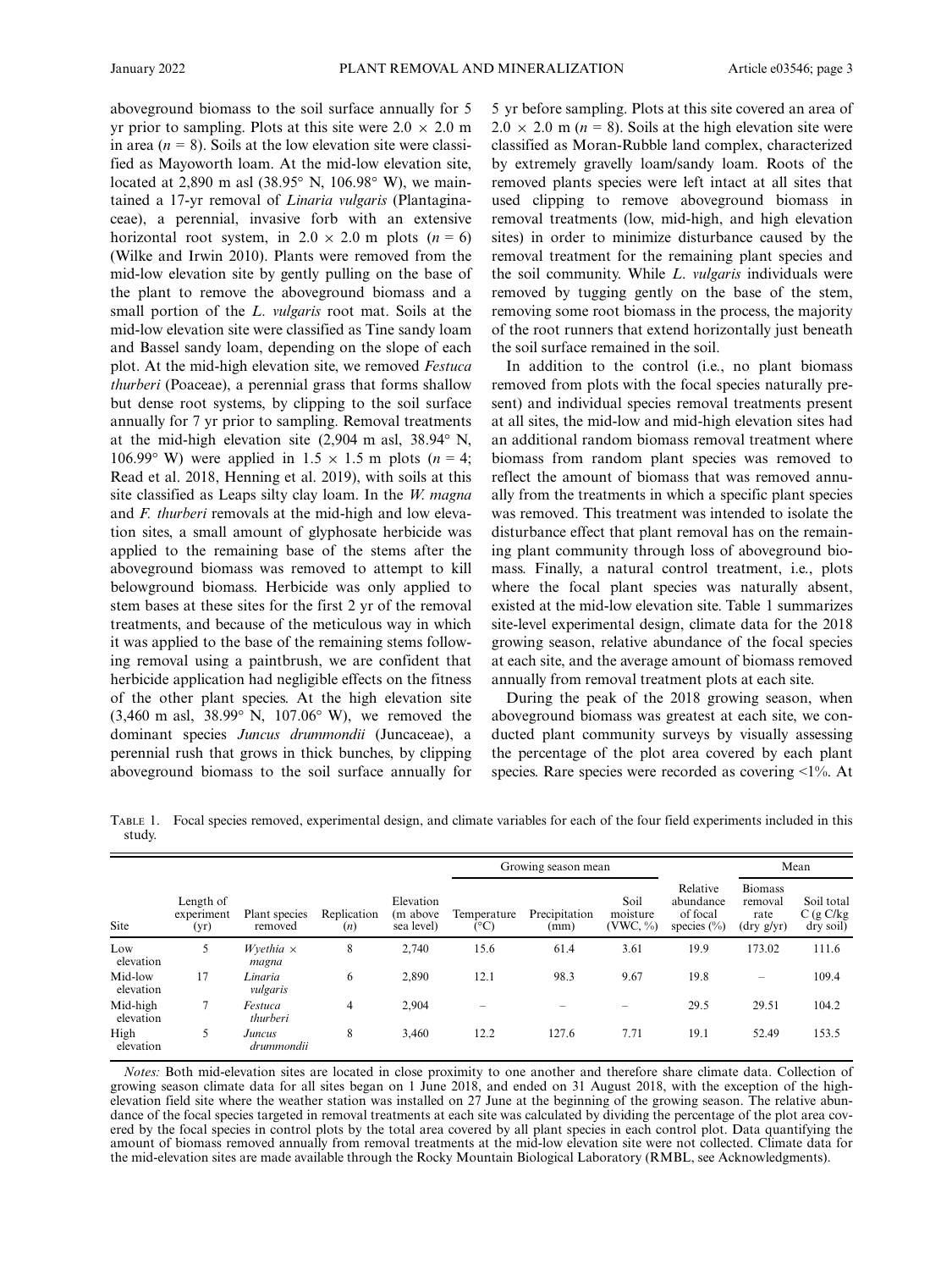aboveground biomass to the soil surface annually for 5 yr prior to sampling. Plots at this site were 2.0 × 2.0 m in area ($n$ = 8). Soils at the low elevation site were classified as Mayoworth loam. At the mid-low elevation site, located at 2,890 m asl (38.95° N, 106.98° W), we maintained a 17-yr removal of *Linaria vulgaris* (Plantaginaceae), a perennial, invasive forb with an extensive horizontal root system, in 2.0 × 2.0 m plots ($n$ = 6) (Wilke and Irwin 2010). Plants were removed from the mid-low elevation site by gently pulling on the base of the plant to remove the aboveground biomass and a small portion of the *L. vulgaris* root mat. Soils at the mid-low elevation site were classified as Tine sandy loam and Bassel sandy loam, depending on the slope of each plot. At the mid-high elevation site, we removed *Festuca thurberi* (Poaceae), a perennial grass that forms shallow but dense root systems, by clipping to the soil surface annually for 7 yr prior to sampling. Removal treatments at the mid-high elevation site (2,904 m asl, 38.94° N, 106.99° W) were applied in 1.5 × 1.5 m plots ($n$ = 4; Read et al. 2018, Henning et al. 2019), with soils at this site classified as Leaps silty clay loam. In the *W. magna* and *F. thurberi* removals at the mid-high and low elevation sites, a small amount of glyphosate herbicide was applied to the remaining base of the stems after the aboveground biomass was removed to attempt to kill belowground biomass. Herbicide was only applied to stem bases at these sites for the first 2 yr of the removal treatments, and because of the meticulous way in which it was applied to the base of the remaining stems following removal using a paintbrush, we are confident that herbicide application had negligible effects on the fitness of the other plant species. At the high elevation site (3,460 m asl, 38.99° N, 107.06° W), we removed the dominant species *Juncus drummondii* (Juncaceae), a perennial rush that grows in thick bunches, by clipping aboveground biomass to the soil surface annually for 5 yr before sampling. Plots at this site covered an area of 2.0 × 2.0 m ($n$ = 8). Soils at the high elevation site were classified as Moran-Rubble land complex, characterized by extremely gravelly loam/sandy loam. Roots of the removed plants species were left intact at all sites that used clipping to remove aboveground biomass in removal treatments (low, mid-high, and high elevation sites) in order to minimize disturbance caused by the removal treatment for the remaining plant species and the soil community. While *L. vulgaris* individuals were removed by tugging gently on the base of the stem, removing some root biomass in the process, the majority of the root runners that extend horizontally just beneath the soil surface remained in the soil.

In addition to the control (i.e., no plant biomass removed from plots with the focal species naturally present) and individual species removal treatments present at all sites, the mid-low and mid-high elevation sites had an additional random biomass removal treatment where biomass from random plant species was removed to reflect the amount of biomass that was removed annually from the treatments in which a specific plant species was removed. This treatment was intended to isolate the disturbance effect that plant removal has on the remaining plant community through loss of aboveground biomass. Finally, a natural control treatment, i.e., plots where the focal plant species was naturally absent, existed at the mid-low elevation site. Table 1 summarizes site-level experimental design, climate data for the 2018 growing season, relative abundance of the focal species at each site, and the average amount of biomass removed annually from removal treatment plots at each site.

During the peak of the 2018 growing season, when aboveground biomass was greatest at each site, we conducted plant community surveys by visually assessing the percentage of the plot area covered by each plant species. Rare species were recorded as covering <1%. At

Table 1. Focal species removed, experimental design, and climate variables for each of the four field experiments included in this study.

| Site | Length of experiment (yr) | Plant species removed | Replication ($n$) | Elevation (m above sea level) | Growing season mean | | | Relative abundance of focal species (%) | Mean | |
|---|---|---|---|---|---|---|---|---|---|---|
| | | | | | Temperature (°C) | Precipitation (mm) | Soil moisture (VWC, %) | | Biomass removal rate (dry g/yr) | Soil total C (g C/kg dry soil) |
| Low elevation | 5 | *Wyethia × magna* | 8 | 2,740 | 15.6 | 61.4 | 3.61 | 19.9 | 173.02 | 111.6 |
| Mid-low elevation | 17 | *Linaria vulgaris* | 6 | 2,890 | 12.1 | 98.3 | 9.67 | 19.8 | – | 109.4 |
| Mid-high elevation | 7 | *Festuca thurberi* | 4 | 2,904 | – | – | – | 29.5 | 29.51 | 104.2 |
| High elevation | 5 | *Juncus drummondii* | 8 | 3,460 | 12.2 | 127.6 | 7.71 | 19.1 | 52.49 | 153.5 |

*Notes:* Both mid-elevation sites are located in close proximity to one another and therefore share climate data. Collection of growing season climate data for all sites began on 1 June 2018, and ended on 31 August 2018, with the exception of the high-elevation field site where the weather station was installed on 27 June at the beginning of the growing season. The relative abundance of the focal species targeted in removal treatments at each site was calculated by dividing the percentage of the plot area covered by the focal species in control plots by the total area covered by all plant species in each control plot. Data quantifying the amount of biomass removed annually from removal treatments at the mid-low elevation site were not collected. Climate data for the mid-elevation sites are made available through the Rocky Mountain Biological Laboratory (RMBL, see Acknowledgments).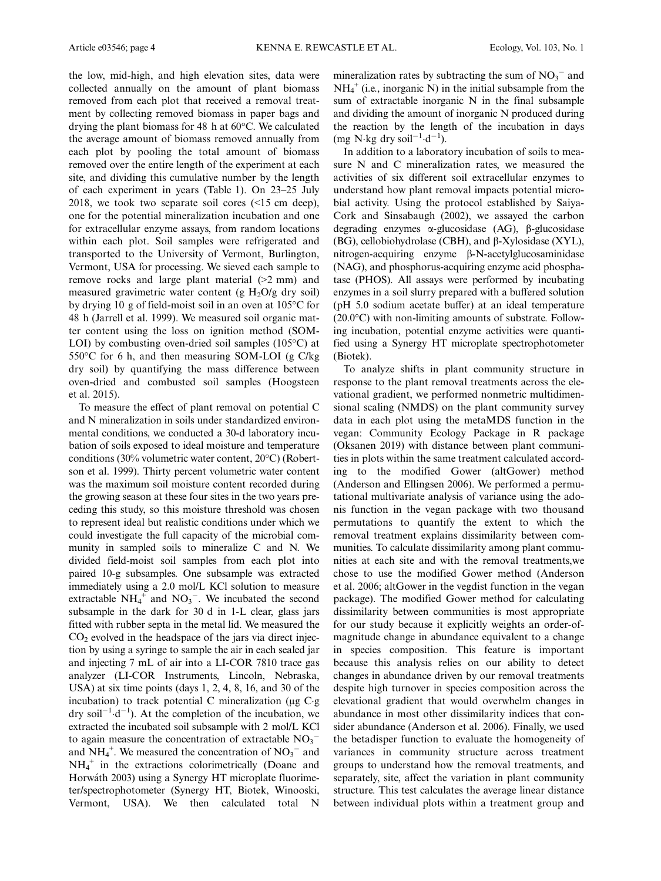the low, mid-high, and high elevation sites, data were collected annually on the amount of plant biomass removed from each plot that received a removal treatment by collecting removed biomass in paper bags and drying the plant biomass for 48 h at 60°C. We calculated the average amount of biomass removed annually from each plot by pooling the total amount of biomass removed over the entire length of the experiment at each site, and dividing this cumulative number by the length of each experiment in years (Table 1). On 23–25 July 2018, we took two separate soil cores (<15 cm deep), one for the potential mineralization incubation and one for extracellular enzyme assays, from random locations within each plot. Soil samples were refrigerated and transported to the University of Vermont, Burlington, Vermont, USA for processing. We sieved each sample to remove rocks and large plant material (>2 mm) and measured gravimetric water content (g $H_2O$/g dry soil) by drying 10 g of field-moist soil in an oven at 105°C for 48 h (Jarrell et al. 1999). We measured soil organic matter content using the loss on ignition method (SOM-LOI) by combusting oven-dried soil samples (105°C) at 550°C for 6 h, and then measuring SOM-LOI (g C/kg dry soil) by quantifying the mass difference between oven-dried and combusted soil samples (Hoogsteen et al. 2015).

To measure the effect of plant removal on potential C and N mineralization in soils under standardized environmental conditions, we conducted a 30-d laboratory incubation of soils exposed to ideal moisture and temperature conditions (30% volumetric water content, 20°C) (Robertson et al. 1999). Thirty percent volumetric water content was the maximum soil moisture content recorded during the growing season at these four sites in the two years preceding this study, so this moisture threshold was chosen to represent ideal but realistic conditions under which we could investigate the full capacity of the microbial community in sampled soils to mineralize C and N. We divided field-moist soil samples from each plot into paired 10-g subsamples. One subsample was extracted immediately using a 2.0 mol/L KCl solution to measure extractable $NH_4^+$ and $NO_3^-$. We incubated the second subsample in the dark for 30 d in 1-L clear, glass jars fitted with rubber septa in the metal lid. We measured the $CO_2$ evolved in the headspace of the jars via direct injection by using a syringe to sample the air in each sealed jar and injecting 7 mL of air into a LI-COR 7810 trace gas analyzer (LI-COR Instruments, Lincoln, Nebraska, USA) at six time points (days 1, 2, 4, 8, 16, and 30 of the incubation) to track potential C mineralization (μg C·g dry $soil^{-1}·d^{-1}$). At the completion of the incubation, we extracted the incubated soil subsample with 2 mol/L KCl to again measure the concentration of extractable $NO_3^-$ and $NH_4^+$. We measured the concentration of $NO_3^-$ and $NH_4^+$ in the extractions colorimetrically (Doane and Horwáth 2003) using a Synergy HT microplate fluorimeter/spectrophotometer (Synergy HT, Biotek, Winooski, Vermont, USA). We then calculated total N mineralization rates by subtracting the sum of $NO_3^-$ and $NH_4^+$ (i.e., inorganic N) in the initial subsample from the sum of extractable inorganic N in the final subsample and dividing the amount of inorganic N produced during the reaction by the length of the incubation in days (mg N·kg dry $soil^{-1}·d^{-1}$).

In addition to a laboratory incubation of soils to measure N and C mineralization rates, we measured the activities of six different soil extracellular enzymes to understand how plant removal impacts potential microbial activity. Using the protocol established by Saiya-Cork and Sinsabaugh (2002), we assayed the carbon degrading enzymes α-glucosidase (AG), β-glucosidase (BG), cellobiohydrolase (CBH), and β-Xylosidase (XYL), nitrogen-acquiring enzyme β-N-acetylglucosaminidase (NAG), and phosphorus-acquiring enzyme acid phosphatase (PHOS). All assays were performed by incubating enzymes in a soil slurry prepared with a buffered solution (pH 5.0 sodium acetate buffer) at an ideal temperature (20.0°C) with non-limiting amounts of substrate. Following incubation, potential enzyme activities were quantified using a Synergy HT microplate spectrophotometer (Biotek).

To analyze shifts in plant community structure in response to the plant removal treatments across the elevational gradient, we performed nonmetric multidimensional scaling (NMDS) on the plant community survey data in each plot using the metaMDS function in the vegan: Community Ecology Package in R package (Oksanen 2019) with distance between plant communities in plots within the same treatment calculated according to the modified Gower (altGower) method (Anderson and Ellingsen 2006). We performed a permutational multivariate analysis of variance using the adonis function in the vegan package with two thousand permutations to quantify the extent to which the removal treatment explains dissimilarity between communities. To calculate dissimilarity among plant communities at each site and with the removal treatments,we chose to use the modified Gower method (Anderson et al. 2006; altGower in the vegdist function in the vegan package). The modified Gower method for calculating dissimilarity between communities is most appropriate for our study because it explicitly weights an order-of-magnitude change in abundance equivalent to a change in species composition. This feature is important because this analysis relies on our ability to detect changes in abundance driven by our removal treatments despite high turnover in species composition across the elevational gradient that would overwhelm changes in abundance in most other dissimilarity indices that consider abundance (Anderson et al. 2006). Finally, we used the betadisper function to evaluate the homogeneity of variances in community structure across treatment groups to understand how the removal treatments, and separately, site, affect the variation in plant community structure. This test calculates the average linear distance between individual plots within a treatment group and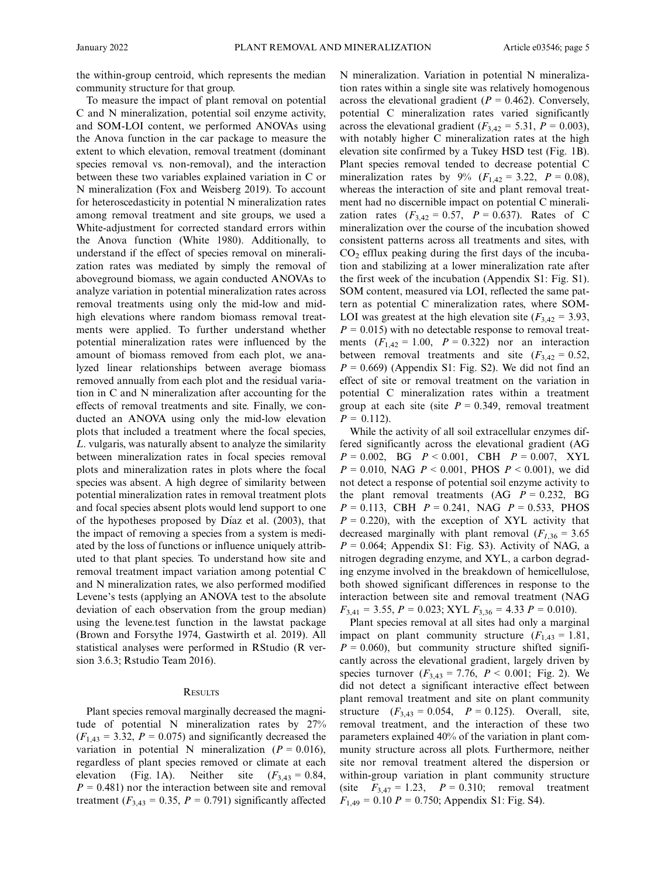the within-group centroid, which represents the median community structure for that group.

To measure the impact of plant removal on potential C and N mineralization, potential soil enzyme activity, and SOM-LOI content, we performed ANOVAs using the Anova function in the car package to measure the extent to which elevation, removal treatment (dominant species removal vs. non-removal), and the interaction between these two variables explained variation in C or N mineralization (Fox and Weisberg 2019). To account for heteroscedasticity in potential N mineralization rates among removal treatment and site groups, we used a White-adjustment for corrected standard errors within the Anova function (White 1980). Additionally, to understand if the effect of species removal on mineralization rates was mediated by simply the removal of aboveground biomass, we again conducted ANOVAs to analyze variation in potential mineralization rates across removal treatments using only the mid-low and mid-high elevations where random biomass removal treatments were applied. To further understand whether potential mineralization rates were influenced by the amount of biomass removed from each plot, we analyzed linear relationships between average biomass removed annually from each plot and the residual variation in C and N mineralization after accounting for the effects of removal treatments and site. Finally, we conducted an ANOVA using only the mid-low elevation plots that included a treatment where the focal species, *L.* vulgaris, was naturally absent to analyze the similarity between mineralization rates in focal species removal plots and mineralization rates in plots where the focal species was absent. A high degree of similarity between potential mineralization rates in removal treatment plots and focal species absent plots would lend support to one of the hypotheses proposed by Díaz et al. (2003), that the impact of removing a species from a system is mediated by the loss of functions or influence uniquely attributed to that plant species. To understand how site and removal treatment impact variation among potential C and N mineralization rates, we also performed modified Levene's tests (applying an ANOVA test to the absolute deviation of each observation from the group median) using the levene.test function in the lawstat package (Brown and Forsythe 1974, Gastwirth et al. 2019). All statistical analyses were performed in RStudio (R version 3.6.3; Rstudio Team 2016).

## Results

Plant species removal marginally decreased the magnitude of potential N mineralization rates by 27% ($F_{1,43} = 3.32$, $P = 0.075$) and significantly decreased the variation in potential N mineralization ($P = 0.016$), regardless of plant species removed or climate at each elevation (Fig. 1A). Neither site ($F_{3,43} = 0.84$, $P = 0.481$) nor the interaction between site and removal treatment ($F_{3,43} = 0.35$, $P = 0.791$) significantly affected N mineralization. Variation in potential N mineralization rates within a single site was relatively homogenous across the elevational gradient ($P = 0.462$). Conversely, potential C mineralization rates varied significantly across the elevational gradient ($F_{3,42} = 5.31$, $P = 0.003$), with notably higher C mineralization rates at the high elevation site confirmed by a Tukey HSD test (Fig. 1B). Plant species removal tended to decrease potential C mineralization rates by 9% ($F_{1,42} = 3.22$, $P = 0.08$), whereas the interaction of site and plant removal treatment had no discernible impact on potential C mineralization rates ($F_{3,42} = 0.57$, $P = 0.637$). Rates of C mineralization over the course of the incubation showed consistent patterns across all treatments and sites, with $CO_2$ efflux peaking during the first days of the incubation and stabilizing at a lower mineralization rate after the first week of the incubation (Appendix S1: Fig. S1). SOM content, measured via LOI, reflected the same pattern as potential C mineralization rates, where SOM-LOI was greatest at the high elevation site ($F_{3,42} = 3.93$, $P = 0.015$) with no detectable response to removal treatments ($F_{1,42} = 1.00$, $P = 0.322$) nor an interaction between removal treatments and site ($F_{3,42} = 0.52$, $P = 0.669$) (Appendix S1: Fig. S2). We did not find an effect of site or removal treatment on the variation in potential C mineralization rates within a treatment group at each site (site $P = 0.349$, removal treatment $P = 0.112$).

While the activity of all soil extracellular enzymes differed significantly across the elevational gradient (AG $P = 0.002$, BG $P < 0.001$, CBH $P = 0.007$, XYL $P = 0.010$, NAG $P < 0.001$, PHOS $P < 0.001$), we did not detect a response of potential soil enzyme activity to the plant removal treatments (AG $P = 0.232$, BG $P = 0.113$, CBH $P = 0.241$, NAG $P = 0.533$, PHOS $P = 0.220$), with the exception of XYL activity that decreased marginally with plant removal ($F_{1,36} = 3.65$ $P = 0.064$; Appendix S1: Fig. S3). Activity of NAG, a nitrogen degrading enzyme, and XYL, a carbon degrading enzyme involved in the breakdown of hemicellulose, both showed significant differences in response to the interaction between site and removal treatment (NAG $F_{3,41} = 3.55$, $P = 0.023$; XYL $F_{3,36} = 4.33$ $P = 0.010$).

Plant species removal at all sites had only a marginal impact on plant community structure ($F_{1,43} = 1.81$, $P = 0.060$), but community structure shifted significantly across the elevational gradient, largely driven by species turnover ($F_{3,43} = 7.76$, $P < 0.001$; Fig. 2). We did not detect a significant interactive effect between plant removal treatment and site on plant community structure ($F_{3,43} = 0.054$, $P = 0.125$). Overall, site, removal treatment, and the interaction of these two parameters explained 40% of the variation in plant community structure across all plots. Furthermore, neither site nor removal treatment altered the dispersion or within-group variation in plant community structure (site $F_{3,47} = 1.23$, $P = 0.310$; removal treatment $F_{1,49} = 0.10$ $P = 0.750$; Appendix S1: Fig. S4).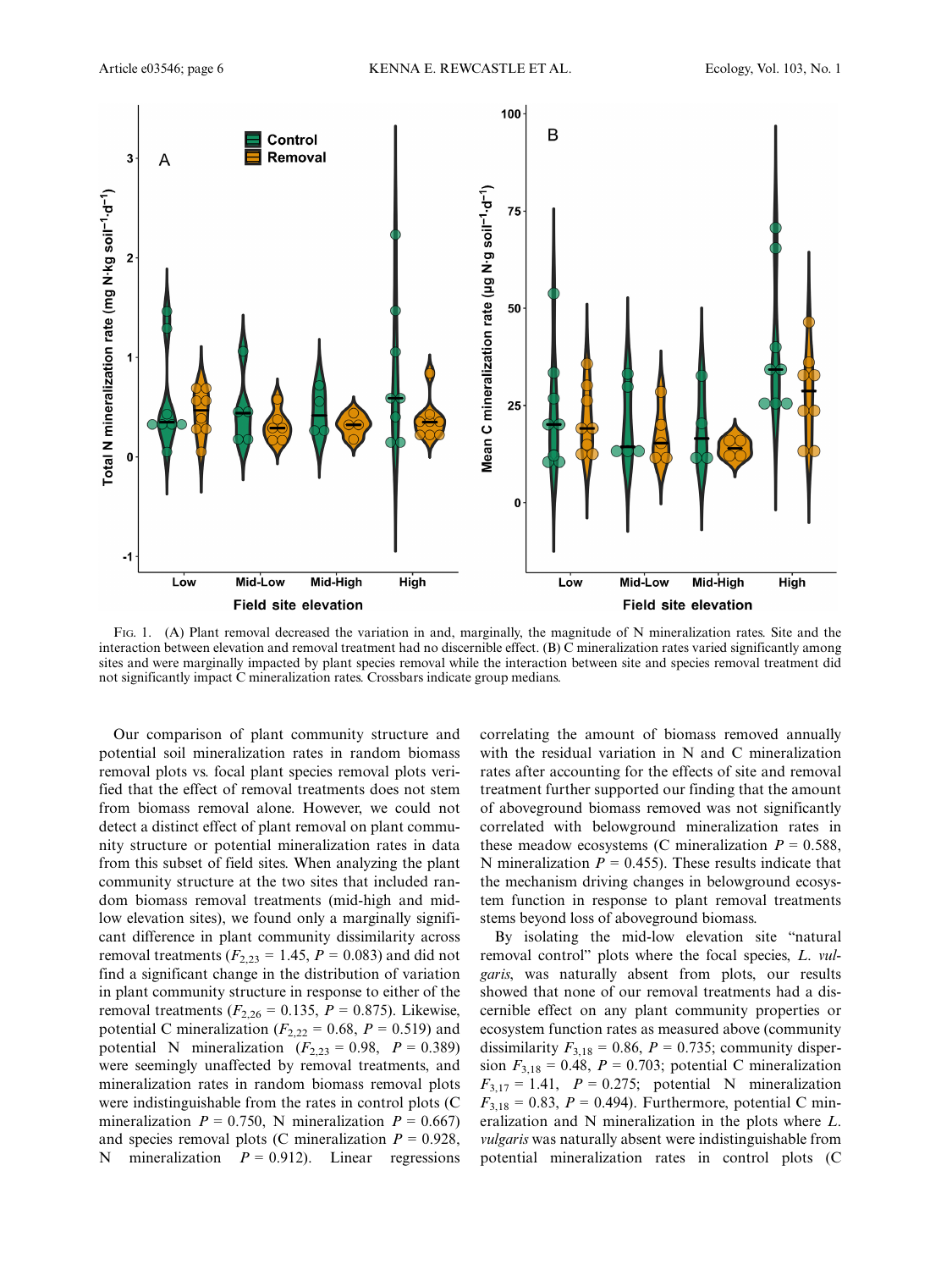Fig. 1. (A) Plant removal decreased the variation in and, marginally, the magnitude of N mineralization rates. Site and the interaction between elevation and removal treatment had no discernible effect. (B) C mineralization rates varied significantly among sites and were marginally impacted by plant species removal while the interaction between site and species removal treatment did not significantly impact C mineralization rates. Crossbars indicate group medians.

Our comparison of plant community structure and potential soil mineralization rates in random biomass removal plots vs. focal plant species removal plots verified that the effect of removal treatments does not stem from biomass removal alone. However, we could not detect a distinct effect of plant removal on plant community structure or potential mineralization rates in data from this subset of field sites. When analyzing the plant community structure at the two sites that included random biomass removal treatments (mid-high and mid-low elevation sites), we found only a marginally significant difference in plant community dissimilarity across removal treatments ($F_{2,23}$ = 1.45, $P$ = 0.083) and did not find a significant change in the distribution of variation in plant community structure in response to either of the removal treatments ($F_{2,26}$ = 0.135, $P$ = 0.875). Likewise, potential C mineralization ($F_{2,22}$ = 0.68, $P$ = 0.519) and potential N mineralization ($F_{2,23}$ = 0.98, $P$ = 0.389) were seemingly unaffected by removal treatments, and mineralization rates in random biomass removal plots were indistinguishable from the rates in control plots (C mineralization $P$ = 0.750, N mineralization $P$ = 0.667) and species removal plots (C mineralization $P$ = 0.928, N mineralization $P$ = 0.912). Linear regressions correlating the amount of biomass removed annually with the residual variation in N and C mineralization rates after accounting for the effects of site and removal treatment further supported our finding that the amount of aboveground biomass removed was not significantly correlated with belowground mineralization rates in these meadow ecosystems (C mineralization $P$ = 0.588, N mineralization $P$ = 0.455). These results indicate that the mechanism driving changes in belowground ecosystem function in response to plant removal treatments stems beyond loss of aboveground biomass.

By isolating the mid-low elevation site "natural removal control" plots where the focal species, *L. vulgaris*, was naturally absent from plots, our results showed that none of our removal treatments had a discernible effect on any plant community properties or ecosystem function rates as measured above (community dissimilarity $F_{3,18}$ = 0.86, $P$ = 0.735; community dispersion $F_{3,18}$ = 0.48, $P$ = 0.703; potential C mineralization $F_{3,17}$ = 1.41, $P$ = 0.275; potential N mineralization $F_{3,18}$ = 0.83, $P$ = 0.494). Furthermore, potential C mineralization and N mineralization in the plots where *L. vulgaris* was naturally absent were indistinguishable from potential mineralization rates in control plots (C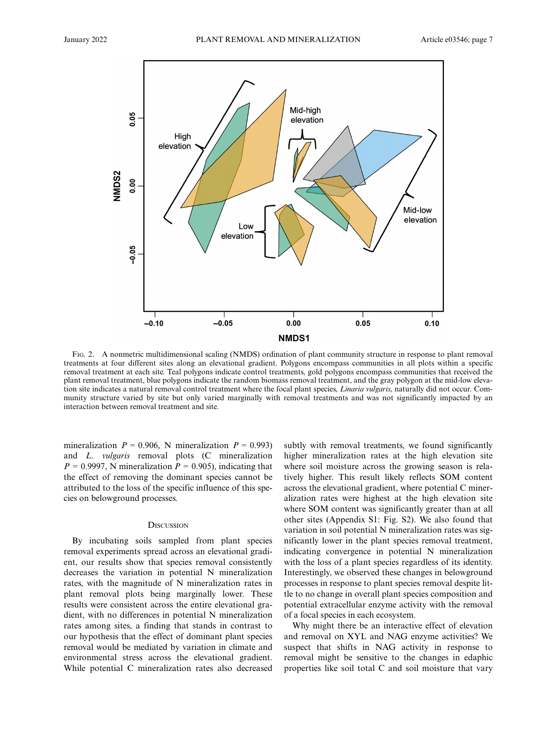FIG. 2. A nonmetric multidimensional scaling (NMDS) ordination of plant community structure in response to plant removal treatments at four different sites along an elevational gradient. Polygons encompass communities in all plots within a specific removal treatment at each site. Teal polygons indicate control treatments, gold polygons encompass communities that received the plant removal treatment, blue polygons indicate the random biomass removal treatment, and the gray polygon at the mid-low elevation site indicates a natural removal control treatment where the focal plant species, *Linaria vulgaris*, naturally did not occur. Community structure varied by site but only varied marginally with removal treatments and was not significantly impacted by an interaction between removal treatment and site.

mineralization $P = 0.906$, N mineralization $P = 0.993$) and *L. vulgaris* removal plots (C mineralization $P = 0.9997$, N mineralization $P = 0.905$), indicating that the effect of removing the dominant species cannot be attributed to the loss of the specific influence of this species on belowground processes.

## DISCUSSION

By incubating soils sampled from plant species removal experiments spread across an elevational gradient, our results show that species removal consistently decreases the variation in potential N mineralization rates, with the magnitude of N mineralization rates in plant removal plots being marginally lower. These results were consistent across the entire elevational gradient, with no differences in potential N mineralization rates among sites, a finding that stands in contrast to our hypothesis that the effect of dominant plant species removal would be mediated by variation in climate and environmental stress across the elevational gradient. While potential C mineralization rates also decreased subtly with removal treatments, we found significantly higher mineralization rates at the high elevation site where soil moisture across the growing season is relatively higher. This result likely reflects SOM content across the elevational gradient, where potential C mineralization rates were highest at the high elevation site where SOM content was significantly greater than at all other sites (Appendix S1: Fig. S2). We also found that variation in soil potential N mineralization rates was significantly lower in the plant species removal treatment, indicating convergence in potential N mineralization with the loss of a plant species regardless of its identity. Interestingly, we observed these changes in belowground processes in response to plant species removal despite little to no change in overall plant species composition and potential extracellular enzyme activity with the removal of a focal species in each ecosystem.

Why might there be an interactive effect of elevation and removal on XYL and NAG enzyme activities? We suspect that shifts in NAG activity in response to removal might be sensitive to the changes in edaphic properties like soil total C and soil moisture that vary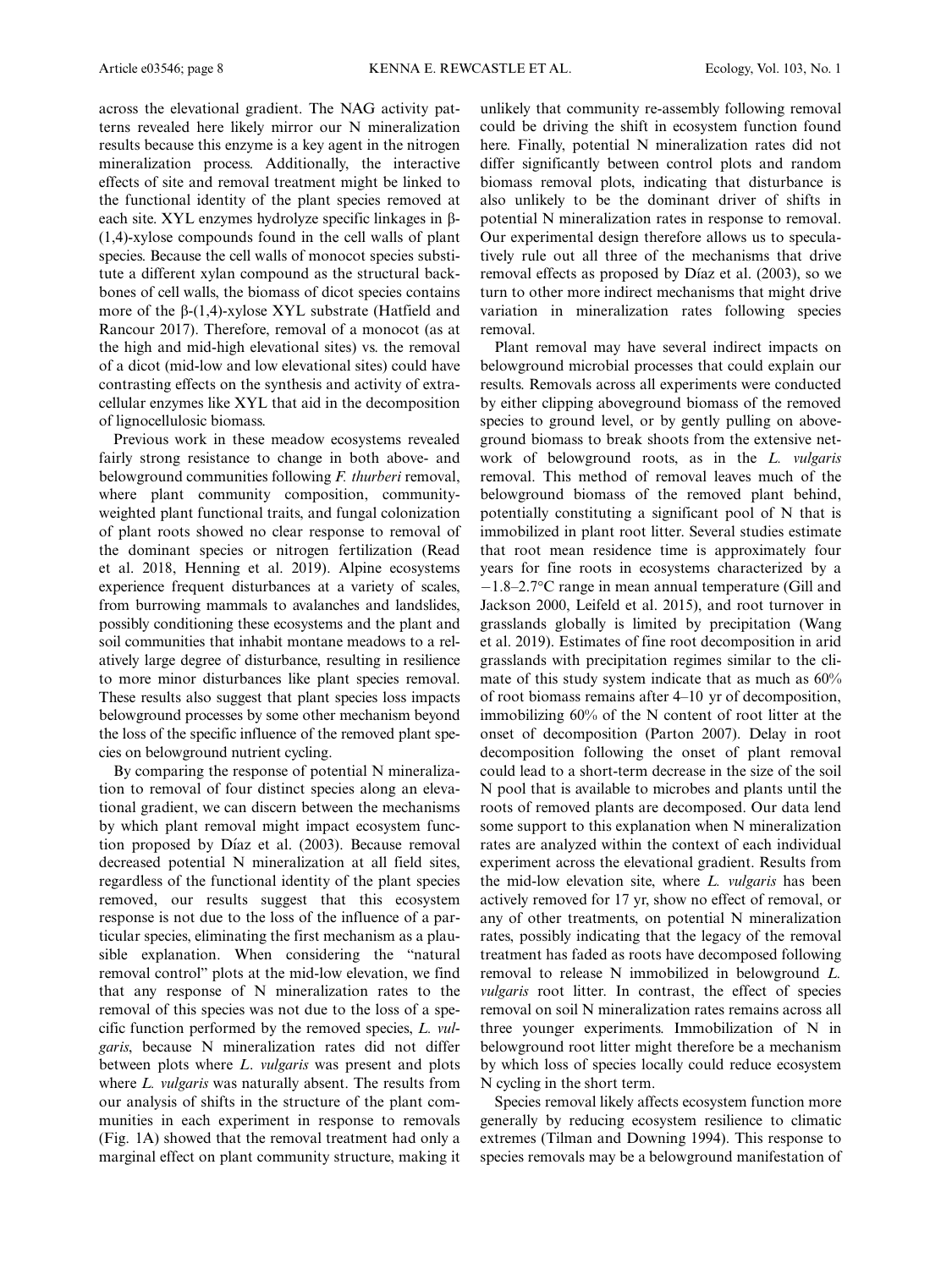across the elevational gradient. The NAG activity patterns revealed here likely mirror our N mineralization results because this enzyme is a key agent in the nitrogen mineralization process. Additionally, the interactive effects of site and removal treatment might be linked to the functional identity of the plant species removed at each site. XYL enzymes hydrolyze specific linkages in β-(1,4)-xylose compounds found in the cell walls of plant species. Because the cell walls of monocot species substitute a different xylan compound as the structural backbones of cell walls, the biomass of dicot species contains more of the β-(1,4)-xylose XYL substrate (Hatfield and Rancour 2017). Therefore, removal of a monocot (as at the high and mid-high elevational sites) vs. the removal of a dicot (mid-low and low elevational sites) could have contrasting effects on the synthesis and activity of extracellular enzymes like XYL that aid in the decomposition of lignocellulosic biomass.

Previous work in these meadow ecosystems revealed fairly strong resistance to change in both above- and belowground communities following *F. thurberi* removal, where plant community composition, community-weighted plant functional traits, and fungal colonization of plant roots showed no clear response to removal of the dominant species or nitrogen fertilization (Read et al. 2018, Henning et al. 2019). Alpine ecosystems experience frequent disturbances at a variety of scales, from burrowing mammals to avalanches and landslides, possibly conditioning these ecosystems and the plant and soil communities that inhabit montane meadows to a relatively large degree of disturbance, resulting in resilience to more minor disturbances like plant species removal. These results also suggest that plant species loss impacts belowground processes by some other mechanism beyond the loss of the specific influence of the removed plant species on belowground nutrient cycling.

By comparing the response of potential N mineralization to removal of four distinct species along an elevational gradient, we can discern between the mechanisms by which plant removal might impact ecosystem function proposed by Díaz et al. (2003). Because removal decreased potential N mineralization at all field sites, regardless of the functional identity of the plant species removed, our results suggest that this ecosystem response is not due to the loss of the influence of a particular species, eliminating the first mechanism as a plausible explanation. When considering the "natural removal control" plots at the mid-low elevation, we find that any response of N mineralization rates to the removal of this species was not due to the loss of a specific function performed by the removed species, *L. vulgaris*, because N mineralization rates did not differ between plots where *L. vulgaris* was present and plots where *L. vulgaris* was naturally absent. The results from our analysis of shifts in the structure of the plant communities in each experiment in response to removals (Fig. 1A) showed that the removal treatment had only a marginal effect on plant community structure, making it unlikely that community re-assembly following removal could be driving the shift in ecosystem function found here. Finally, potential N mineralization rates did not differ significantly between control plots and random biomass removal plots, indicating that disturbance is also unlikely to be the dominant driver of shifts in potential N mineralization rates in response to removal. Our experimental design therefore allows us to speculatively rule out all three of the mechanisms that drive removal effects as proposed by Díaz et al. (2003), so we turn to other more indirect mechanisms that might drive variation in mineralization rates following species removal.

Plant removal may have several indirect impacts on belowground microbial processes that could explain our results. Removals across all experiments were conducted by either clipping aboveground biomass of the removed species to ground level, or by gently pulling on aboveground biomass to break shoots from the extensive network of belowground roots, as in the *L. vulgaris* removal. This method of removal leaves much of the belowground biomass of the removed plant behind, potentially constituting a significant pool of N that is immobilized in plant root litter. Several studies estimate that root mean residence time is approximately four years for fine roots in ecosystems characterized by a −1.8–2.7°C range in mean annual temperature (Gill and Jackson 2000, Leifeld et al. 2015), and root turnover in grasslands globally is limited by precipitation (Wang et al. 2019). Estimates of fine root decomposition in arid grasslands with precipitation regimes similar to the climate of this study system indicate that as much as 60% of root biomass remains after 4–10 yr of decomposition, immobilizing 60% of the N content of root litter at the onset of decomposition (Parton 2007). Delay in root decomposition following the onset of plant removal could lead to a short-term decrease in the size of the soil N pool that is available to microbes and plants until the roots of removed plants are decomposed. Our data lend some support to this explanation when N mineralization rates are analyzed within the context of each individual experiment across the elevational gradient. Results from the mid-low elevation site, where *L. vulgaris* has been actively removed for 17 yr, show no effect of removal, or any of other treatments, on potential N mineralization rates, possibly indicating that the legacy of the removal treatment has faded as roots have decomposed following removal to release N immobilized in belowground *L. vulgaris* root litter. In contrast, the effect of species removal on soil N mineralization rates remains across all three younger experiments. Immobilization of N in belowground root litter might therefore be a mechanism by which loss of species locally could reduce ecosystem N cycling in the short term.

Species removal likely affects ecosystem function more generally by reducing ecosystem resilience to climatic extremes (Tilman and Downing 1994). This response to species removals may be a belowground manifestation of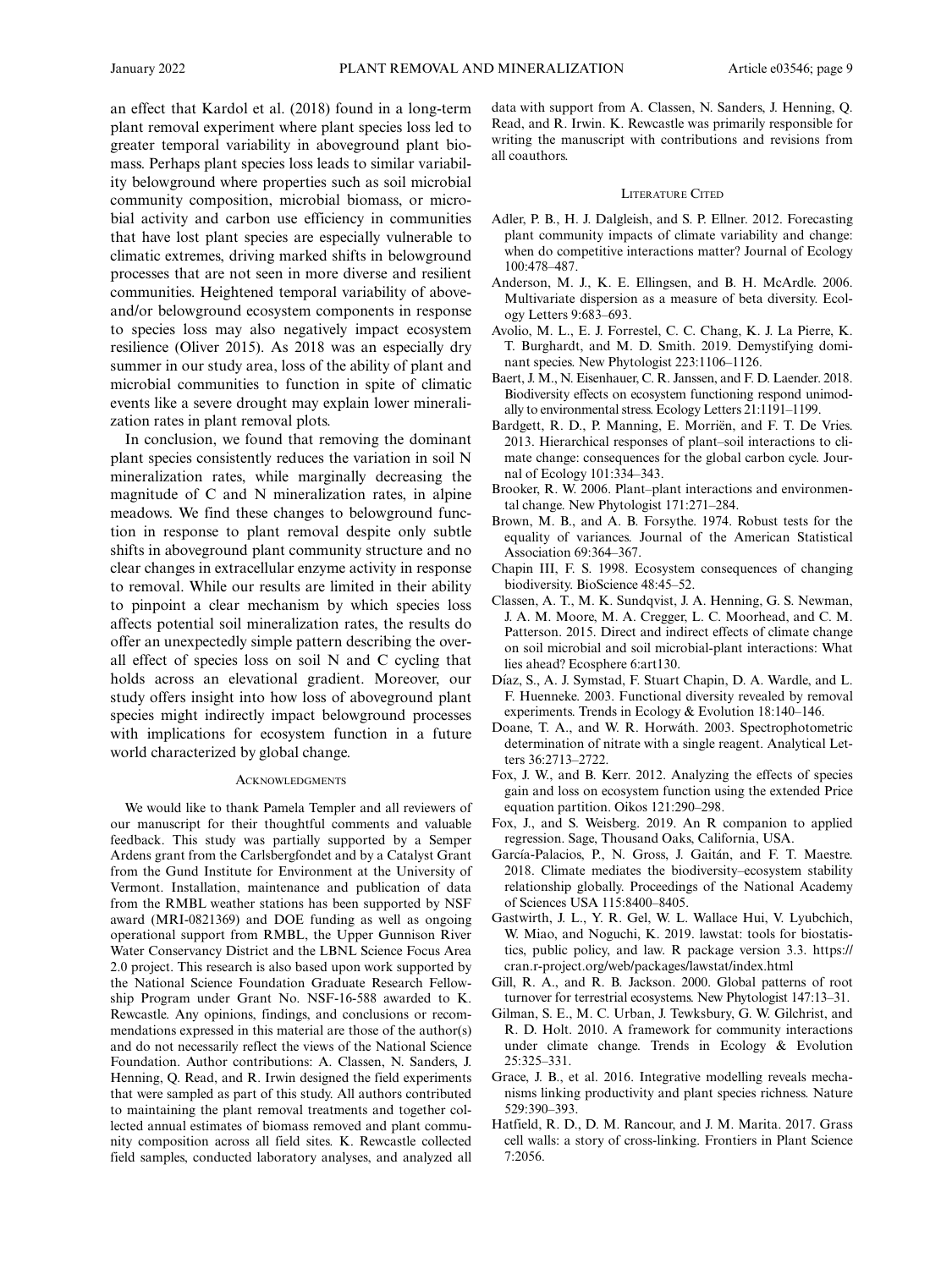an effect that Kardol et al. (2018) found in a long-term plant removal experiment where plant species loss led to greater temporal variability in aboveground plant biomass. Perhaps plant species loss leads to similar variability belowground where properties such as soil microbial community composition, microbial biomass, or microbial activity and carbon use efficiency in communities that have lost plant species are especially vulnerable to climatic extremes, driving marked shifts in belowground processes that are not seen in more diverse and resilient communities. Heightened temporal variability of above- and/or belowground ecosystem components in response to species loss may also negatively impact ecosystem resilience (Oliver 2015). As 2018 was an especially dry summer in our study area, loss of the ability of plant and microbial communities to function in spite of climatic events like a severe drought may explain lower mineralization rates in plant removal plots.

In conclusion, we found that removing the dominant plant species consistently reduces the variation in soil N mineralization rates, while marginally decreasing the magnitude of C and N mineralization rates, in alpine meadows. We find these changes to belowground function in response to plant removal despite only subtle shifts in aboveground plant community structure and no clear changes in extracellular enzyme activity in response to removal. While our results are limited in their ability to pinpoint a clear mechanism by which species loss affects potential soil mineralization rates, the results do offer an unexpectedly simple pattern describing the overall effect of species loss on soil N and C cycling that holds across an elevational gradient. Moreover, our study offers insight into how loss of aboveground plant species might indirectly impact belowground processes with implications for ecosystem function in a future world characterized by global change.

## Acknowledgments

We would like to thank Pamela Templer and all reviewers of our manuscript for their thoughtful comments and valuable feedback. This study was partially supported by a Semper Ardens grant from the Carlsbergfondet and by a Catalyst Grant from the Gund Institute for Environment at the University of Vermont. Installation, maintenance and publication of data from the RMBL weather stations has been supported by NSF award (MRI-0821369) and DOE funding as well as ongoing operational support from RMBL, the Upper Gunnison River Water Conservancy District and the LBNL Science Focus Area 2.0 project. This research is also based upon work supported by the National Science Foundation Graduate Research Fellowship Program under Grant No. NSF-16-588 awarded to K. Rewcastle. Any opinions, findings, and conclusions or recommendations expressed in this material are those of the author(s) and do not necessarily reflect the views of the National Science Foundation. Author contributions: A. Classen, N. Sanders, J. Henning, Q. Read, and R. Irwin designed the field experiments that were sampled as part of this study. All authors contributed to maintaining the plant removal treatments and together collected annual estimates of biomass removed and plant community composition across all field sites. K. Rewcastle collected field samples, conducted laboratory analyses, and analyzed all data with support from A. Classen, N. Sanders, J. Henning, Q. Read, and R. Irwin. K. Rewcastle was primarily responsible for writing the manuscript with contributions and revisions from all coauthors.

## Literature Cited

Adler, P. B., H. J. Dalgleish, and S. P. Ellner. 2012. Forecasting plant community impacts of climate variability and change: when do competitive interactions matter? Journal of Ecology 100:478–487.

Anderson, M. J., K. E. Ellingsen, and B. H. McArdle. 2006. Multivariate dispersion as a measure of beta diversity. Ecology Letters 9:683–693.

Avolio, M. L., E. J. Forrestel, C. C. Chang, K. J. La Pierre, K. T. Burghardt, and M. D. Smith. 2019. Demystifying dominant species. New Phytologist 223:1106–1126.

Baert, J. M., N. Eisenhauer, C. R. Janssen, and F. D. Laender. 2018. Biodiversity effects on ecosystem functioning respond unimodally to environmental stress. Ecology Letters 21:1191–1199.

Bardgett, R. D., P. Manning, E. Morriën, and F. T. De Vries. 2013. Hierarchical responses of plant–soil interactions to climate change: consequences for the global carbon cycle. Journal of Ecology 101:334–343.

Brooker, R. W. 2006. Plant–plant interactions and environmental change. New Phytologist 171:271–284.

Brown, M. B., and A. B. Forsythe. 1974. Robust tests for the equality of variances. Journal of the American Statistical Association 69:364–367.

Chapin III, F. S. 1998. Ecosystem consequences of changing biodiversity. BioScience 48:45–52.

Classen, A. T., M. K. Sundqvist, J. A. Henning, G. S. Newman, J. A. M. Moore, M. A. Cregger, L. C. Moorhead, and C. M. Patterson. 2015. Direct and indirect effects of climate change on soil microbial and soil microbial-plant interactions: What lies ahead? Ecosphere 6:art130.

Díaz, S., A. J. Symstad, F. Stuart Chapin, D. A. Wardle, and L. F. Huenneke. 2003. Functional diversity revealed by removal experiments. Trends in Ecology & Evolution 18:140–146.

Doane, T. A., and W. R. Horwáth. 2003. Spectrophotometric determination of nitrate with a single reagent. Analytical Letters 36:2713–2722.

Fox, J. W., and B. Kerr. 2012. Analyzing the effects of species gain and loss on ecosystem function using the extended Price equation partition. Oikos 121:290–298.

Fox, J., and S. Weisberg. 2019. An R companion to applied regression. Sage, Thousand Oaks, California, USA.

García-Palacios, P., N. Gross, J. Gaitán, and F. T. Maestre. 2018. Climate mediates the biodiversity–ecosystem stability relationship globally. Proceedings of the National Academy of Sciences USA 115:8400–8405.

Gastwirth, J. L., Y. R. Gel, W. L. Wallace Hui, V. Lyubchich, W. Miao, and Noguchi, K. 2019. lawstat: tools for biostatistics, public policy, and law. R package version 3.3. https://cran.r-project.org/web/packages/lawstat/index.html

Gill, R. A., and R. B. Jackson. 2000. Global patterns of root turnover for terrestrial ecosystems. New Phytologist 147:13–31.

Gilman, S. E., M. C. Urban, J. Tewksbury, G. W. Gilchrist, and R. D. Holt. 2010. A framework for community interactions under climate change. Trends in Ecology & Evolution 25:325–331.

Grace, J. B., et al. 2016. Integrative modelling reveals mechanisms linking productivity and plant species richness. Nature 529:390–393.

Hatfield, R. D., D. M. Rancour, and J. M. Marita. 2017. Grass cell walls: a story of cross-linking. Frontiers in Plant Science 7:2056.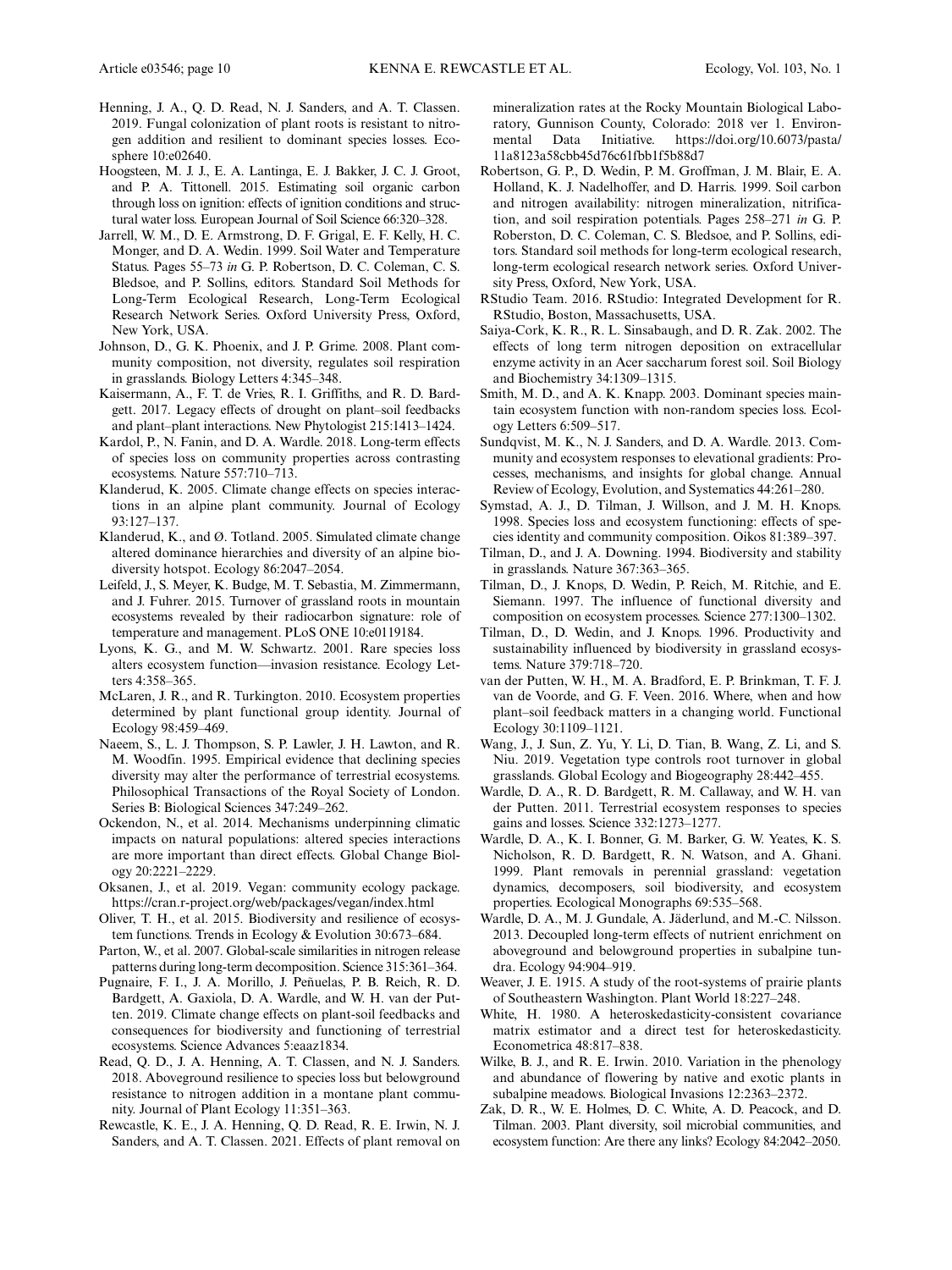Henning, J. A., Q. D. Read, N. J. Sanders, and A. T. Classen. 2019. Fungal colonization of plant roots is resistant to nitrogen addition and resilient to dominant species losses. Ecosphere 10:e02640.

Hoogsteen, M. J. J., E. A. Lantinga, E. J. Bakker, J. C. J. Groot, and P. A. Tittonell. 2015. Estimating soil organic carbon through loss on ignition: effects of ignition conditions and structural water loss. European Journal of Soil Science 66:320–328.

Jarrell, W. M., D. E. Armstrong, D. F. Grigal, E. F. Kelly, H. C. Monger, and D. A. Wedin. 1999. Soil Water and Temperature Status. Pages 55–73 *in* G. P. Robertson, D. C. Coleman, C. S. Bledsoe, and P. Sollins, editors. Standard Soil Methods for Long-Term Ecological Research, Long-Term Ecological Research Network Series. Oxford University Press, Oxford, New York, USA.

Johnson, D., G. K. Phoenix, and J. P. Grime. 2008. Plant community composition, not diversity, regulates soil respiration in grasslands. Biology Letters 4:345–348.

Kaisermann, A., F. T. de Vries, R. I. Griffiths, and R. D. Bardgett. 2017. Legacy effects of drought on plant–soil feedbacks and plant–plant interactions. New Phytologist 215:1413–1424.

Kardol, P., N. Fanin, and D. A. Wardle. 2018. Long-term effects of species loss on community properties across contrasting ecosystems. Nature 557:710–713.

Klanderud, K. 2005. Climate change effects on species interactions in an alpine plant community. Journal of Ecology 93:127–137.

Klanderud, K., and Ø. Totland. 2005. Simulated climate change altered dominance hierarchies and diversity of an alpine biodiversity hotspot. Ecology 86:2047–2054.

Leifeld, J., S. Meyer, K. Budge, M. T. Sebastia, M. Zimmermann, and J. Fuhrer. 2015. Turnover of grassland roots in mountain ecosystems revealed by their radiocarbon signature: role of temperature and management. PLoS ONE 10:e0119184.

Lyons, K. G., and M. W. Schwartz. 2001. Rare species loss alters ecosystem function—invasion resistance. Ecology Letters 4:358–365.

McLaren, J. R., and R. Turkington. 2010. Ecosystem properties determined by plant functional group identity. Journal of Ecology 98:459–469.

Naeem, S., L. J. Thompson, S. P. Lawler, J. H. Lawton, and R. M. Woodfin. 1995. Empirical evidence that declining species diversity may alter the performance of terrestrial ecosystems. Philosophical Transactions of the Royal Society of London. Series B: Biological Sciences 347:249–262.

Ockendon, N., et al. 2014. Mechanisms underpinning climatic impacts on natural populations: altered species interactions are more important than direct effects. Global Change Biology 20:2221–2229.

Oksanen, J., et al. 2019. Vegan: community ecology package. https://cran.r-project.org/web/packages/vegan/index.html

Oliver, T. H., et al. 2015. Biodiversity and resilience of ecosystem functions. Trends in Ecology & Evolution 30:673–684.

Parton, W., et al. 2007. Global-scale similarities in nitrogen release patterns during long-term decomposition. Science 315:361–364.

Pugnaire, F. I., J. A. Morillo, J. Peñuelas, P. B. Reich, R. D. Bardgett, A. Gaxiola, D. A. Wardle, and W. H. van der Putten. 2019. Climate change effects on plant-soil feedbacks and consequences for biodiversity and functioning of terrestrial ecosystems. Science Advances 5:eaaz1834.

Read, Q. D., J. A. Henning, A. T. Classen, and N. J. Sanders. 2018. Aboveground resilience to species loss but belowground resistance to nitrogen addition in a montane plant community. Journal of Plant Ecology 11:351–363.

Rewcastle, K. E., J. A. Henning, Q. D. Read, R. E. Irwin, N. J. Sanders, and A. T. Classen. 2021. Effects of plant removal on mineralization rates at the Rocky Mountain Biological Laboratory, Gunnison County, Colorado: 2018 ver 1. Environmental Data Initiative. https://doi.org/10.6073/pasta/11a8123a58cbb45d76c61fbb1f5b88d7

Robertson, G. P., D. Wedin, P. M. Groffman, J. M. Blair, E. A. Holland, K. J. Nadelhoffer, and D. Harris. 1999. Soil carbon and nitrogen availability: nitrogen mineralization, nitrification, and soil respiration potentials. Pages 258–271 *in* G. P. Roberston, D. C. Coleman, C. S. Bledsoe, and P. Sollins, editors. Standard soil methods for long-term ecological research, long-term ecological research network series. Oxford University Press, Oxford, New York, USA.

RStudio Team. 2016. RStudio: Integrated Development for R. RStudio, Boston, Massachusetts, USA.

Saiya-Cork, K. R., R. L. Sinsabaugh, and D. R. Zak. 2002. The effects of long term nitrogen deposition on extracellular enzyme activity in an Acer saccharum forest soil. Soil Biology and Biochemistry 34:1309–1315.

Smith, M. D., and A. K. Knapp. 2003. Dominant species maintain ecosystem function with non-random species loss. Ecology Letters 6:509–517.

Sundqvist, M. K., N. J. Sanders, and D. A. Wardle. 2013. Community and ecosystem responses to elevational gradients: Processes, mechanisms, and insights for global change. Annual Review of Ecology, Evolution, and Systematics 44:261–280.

Symstad, A. J., D. Tilman, J. Willson, and J. M. H. Knops. 1998. Species loss and ecosystem functioning: effects of species identity and community composition. Oikos 81:389–397.

Tilman, D., and J. A. Downing. 1994. Biodiversity and stability in grasslands. Nature 367:363–365.

Tilman, D., J. Knops, D. Wedin, P. Reich, M. Ritchie, and E. Siemann. 1997. The influence of functional diversity and composition on ecosystem processes. Science 277:1300–1302.

Tilman, D., D. Wedin, and J. Knops. 1996. Productivity and sustainability influenced by biodiversity in grassland ecosystems. Nature 379:718–720.

van der Putten, W. H., M. A. Bradford, E. P. Brinkman, T. F. J. van de Voorde, and G. F. Veen. 2016. Where, when and how plant–soil feedback matters in a changing world. Functional Ecology 30:1109–1121.

Wang, J., J. Sun, Z. Yu, Y. Li, D. Tian, B. Wang, Z. Li, and S. Niu. 2019. Vegetation type controls root turnover in global grasslands. Global Ecology and Biogeography 28:442–455.

Wardle, D. A., R. D. Bardgett, R. M. Callaway, and W. H. van der Putten. 2011. Terrestrial ecosystem responses to species gains and losses. Science 332:1273–1277.

Wardle, D. A., K. I. Bonner, G. M. Barker, G. W. Yeates, K. S. Nicholson, R. D. Bardgett, R. N. Watson, and A. Ghani. 1999. Plant removals in perennial grassland: vegetation dynamics, decomposers, soil biodiversity, and ecosystem properties. Ecological Monographs 69:535–568.

Wardle, D. A., M. J. Gundale, A. Jäderlund, and M.-C. Nilsson. 2013. Decoupled long-term effects of nutrient enrichment on aboveground and belowground properties in subalpine tundra. Ecology 94:904–919.

Weaver, J. E. 1915. A study of the root-systems of prairie plants of Southeastern Washington. Plant World 18:227–248.

White, H. 1980. A heteroskedasticity-consistent covariance matrix estimator and a direct test for heteroskedasticity. Econometrica 48:817–838.

Wilke, B. J., and R. E. Irwin. 2010. Variation in the phenology and abundance of flowering by native and exotic plants in subalpine meadows. Biological Invasions 12:2363–2372.

Zak, D. R., W. E. Holmes, D. C. White, A. D. Peacock, and D. Tilman. 2003. Plant diversity, soil microbial communities, and ecosystem function: Are there any links? Ecology 84:2042–2050.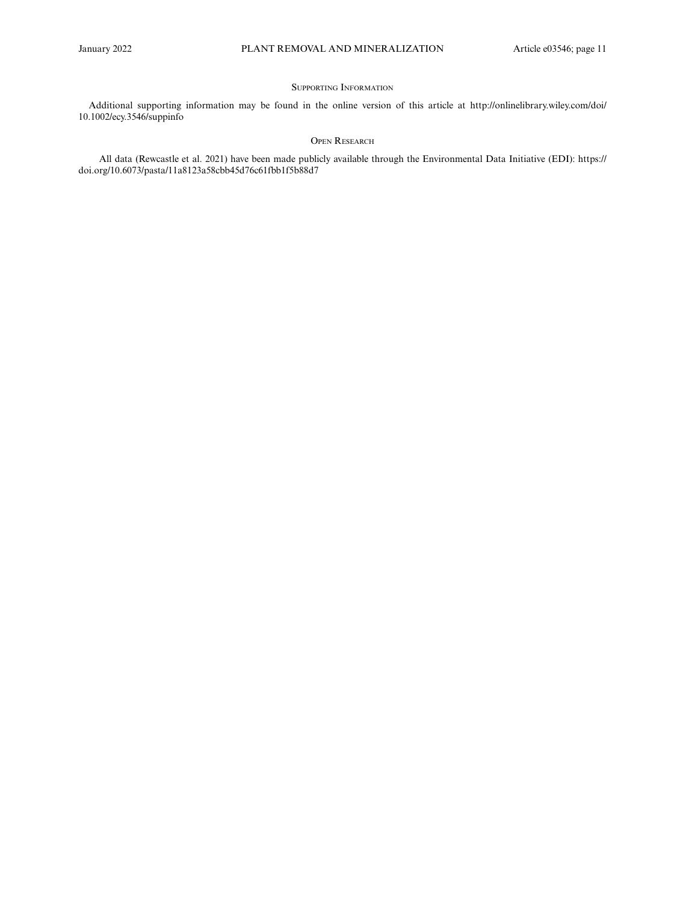## Supporting Information

Additional supporting information may be found in the online version of this article at http://onlinelibrary.wiley.com/doi/10.1002/ecy.3546/suppinfo

## Open Research

All data (Rewcastle et al. 2021) have been made publicly available through the Environmental Data Initiative (EDI): https://doi.org/10.6073/pasta/11a8123a58cbb45d76c61fbb1f5b88d7